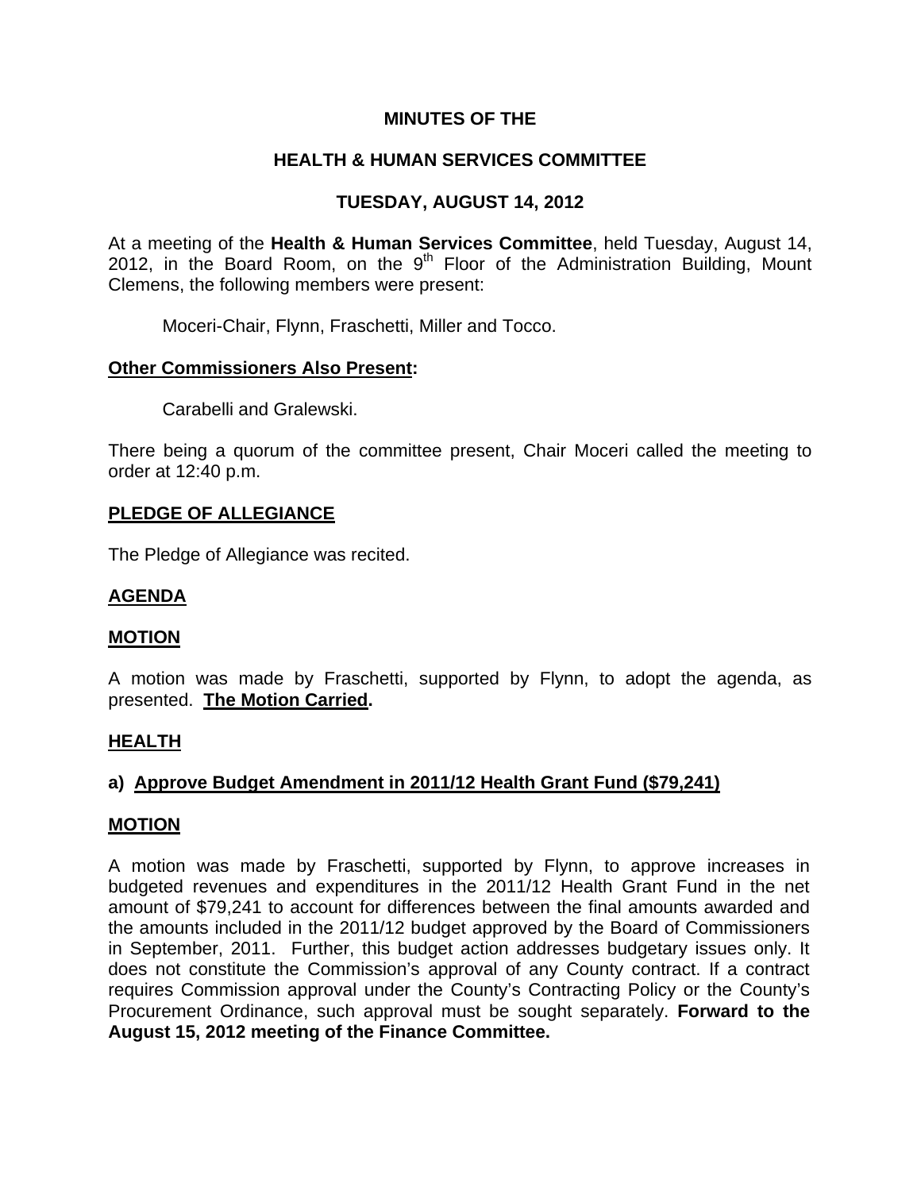# MINUTES OF THE

# HEALTH & HUMAN SERVICES COMMITTEE

# TUESDAY, AUGUST 14, 2012

At a meeting of the **Health & Human Services Committee**, held Tuesday, August 14, 2012, in the Board Room, on the 9th Floor of the Administration Building, Mount Clemens, the following members were present:

Moceri-Chair, Flynn, Fraschetti, Miller and Tocco.

**Other Commissioners Also Present:**

Carabelli and Gralewski.

There being a quorum of the committee present, Chair Moceri called the meeting to order at 12:40 p.m.

## PLEDGE OF ALLEGIANCE

The Pledge of Allegiance was recited.

## AGENDA

## MOTION

A motion was made by Fraschetti, supported by Flynn, to adopt the agenda, as presented. **The Motion Carried.**

## HEALTH

### a) Approve Budget Amendment in 2011/12 Health Grant Fund ($79,241)

## MOTION

A motion was made by Fraschetti, supported by Flynn, to approve increases in budgeted revenues and expenditures in the 2011/12 Health Grant Fund in the net amount of $79,241 to account for differences between the final amounts awarded and the amounts included in the 2011/12 budget approved by the Board of Commissioners in September, 2011. Further, this budget action addresses budgetary issues only. It does not constitute the Commission's approval of any County contract. If a contract requires Commission approval under the County's Contracting Policy or the County's Procurement Ordinance, such approval must be sought separately. **Forward to the August 15, 2012 meeting of the Finance Committee.**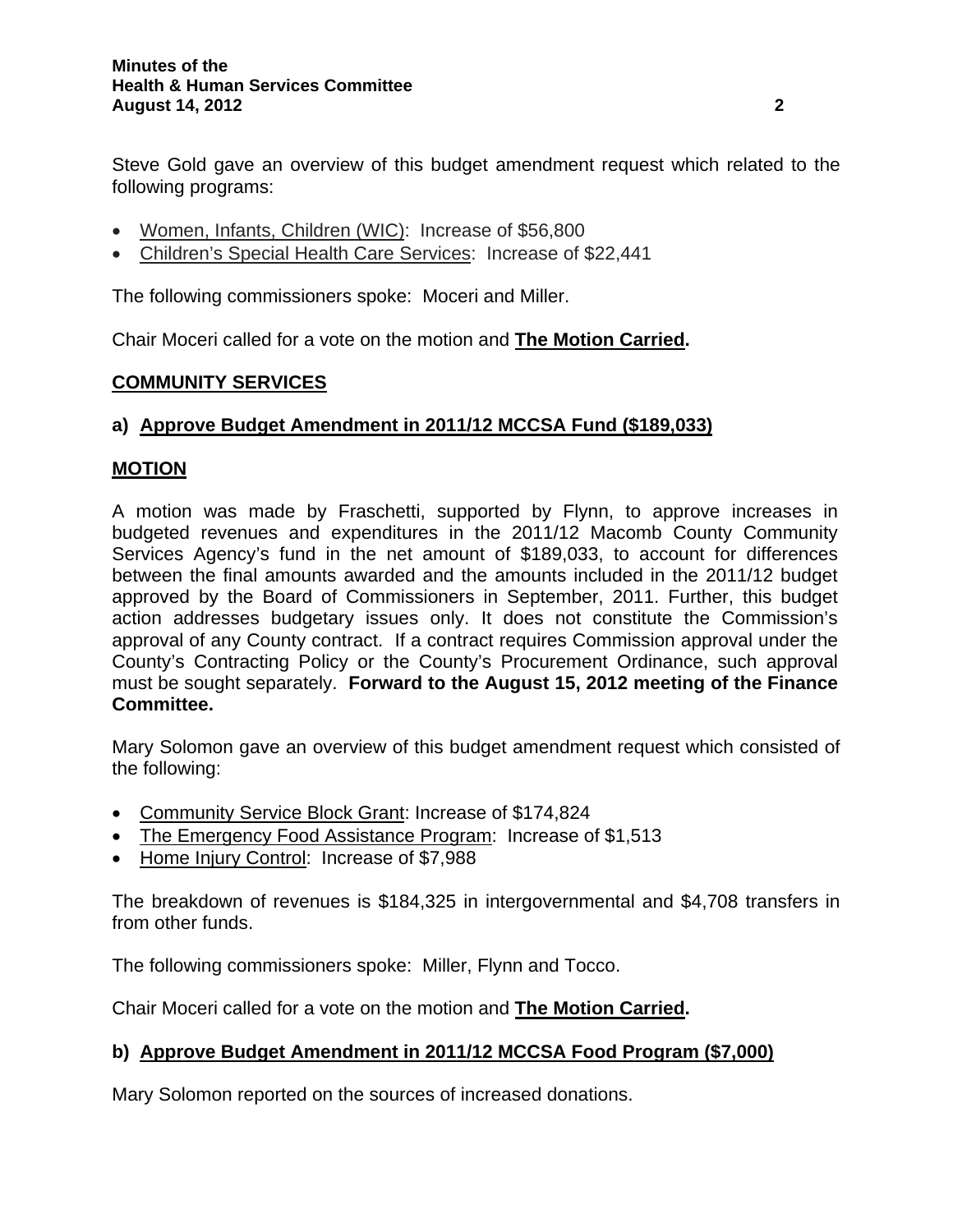Steve Gold gave an overview of this budget amendment request which related to the following programs:

- Women, Infants, Children (WIC): Increase of $56,800
- Children's Special Health Care Services: Increase of $22,441

The following commissioners spoke: Moceri and Miller.

Chair Moceri called for a vote on the motion and **The Motion Carried.**

## COMMUNITY SERVICES

### a) Approve Budget Amendment in 2011/12 MCCSA Fund ($189,033)

### MOTION

A motion was made by Fraschetti, supported by Flynn, to approve increases in budgeted revenues and expenditures in the 2011/12 Macomb County Community Services Agency's fund in the net amount of $189,033, to account for differences between the final amounts awarded and the amounts included in the 2011/12 budget approved by the Board of Commissioners in September, 2011. Further, this budget action addresses budgetary issues only. It does not constitute the Commission's approval of any County contract. If a contract requires Commission approval under the County's Contracting Policy or the County's Procurement Ordinance, such approval must be sought separately. **Forward to the August 15, 2012 meeting of the Finance Committee.**

Mary Solomon gave an overview of this budget amendment request which consisted of the following:

- Community Service Block Grant: Increase of $174,824
- The Emergency Food Assistance Program: Increase of $1,513
- Home Injury Control: Increase of $7,988

The breakdown of revenues is $184,325 in intergovernmental and $4,708 transfers in from other funds.

The following commissioners spoke: Miller, Flynn and Tocco.

Chair Moceri called for a vote on the motion and **The Motion Carried.**

### b) Approve Budget Amendment in 2011/12 MCCSA Food Program ($7,000)

Mary Solomon reported on the sources of increased donations.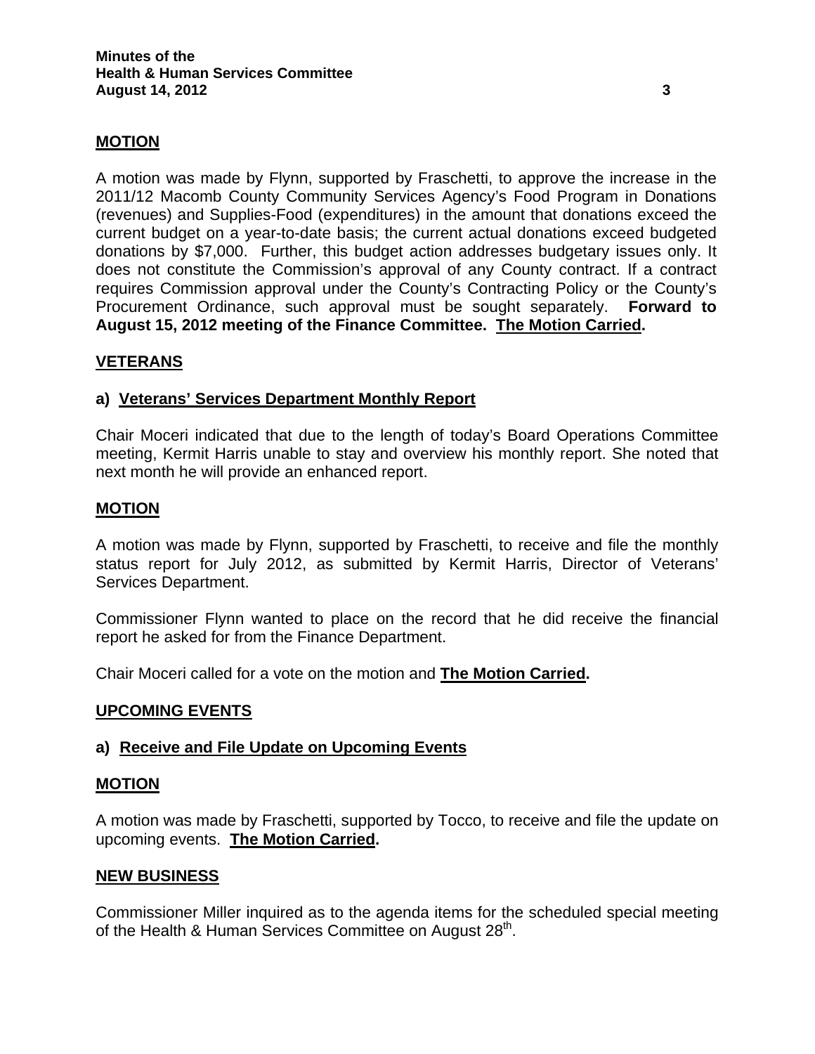## MOTION

A motion was made by Flynn, supported by Fraschetti, to approve the increase in the 2011/12 Macomb County Community Services Agency's Food Program in Donations (revenues) and Supplies-Food (expenditures) in the amount that donations exceed the current budget on a year-to-date basis; the current actual donations exceed budgeted donations by $7,000. Further, this budget action addresses budgetary issues only. It does not constitute the Commission's approval of any County contract. If a contract requires Commission approval under the County's Contracting Policy or the County's Procurement Ordinance, such approval must be sought separately. **Forward to August 15, 2012 meeting of the Finance Committee. The Motion Carried.**

## VETERANS

### a) Veterans' Services Department Monthly Report

Chair Moceri indicated that due to the length of today's Board Operations Committee meeting, Kermit Harris unable to stay and overview his monthly report. She noted that next month he will provide an enhanced report.

## MOTION

A motion was made by Flynn, supported by Fraschetti, to receive and file the monthly status report for July 2012, as submitted by Kermit Harris, Director of Veterans' Services Department.

Commissioner Flynn wanted to place on the record that he did receive the financial report he asked for from the Finance Department.

Chair Moceri called for a vote on the motion and **The Motion Carried.**

## UPCOMING EVENTS

### a) Receive and File Update on Upcoming Events

## MOTION

A motion was made by Fraschetti, supported by Tocco, to receive and file the update on upcoming events. **The Motion Carried.**

## NEW BUSINESS

Commissioner Miller inquired as to the agenda items for the scheduled special meeting of the Health & Human Services Committee on August 28th.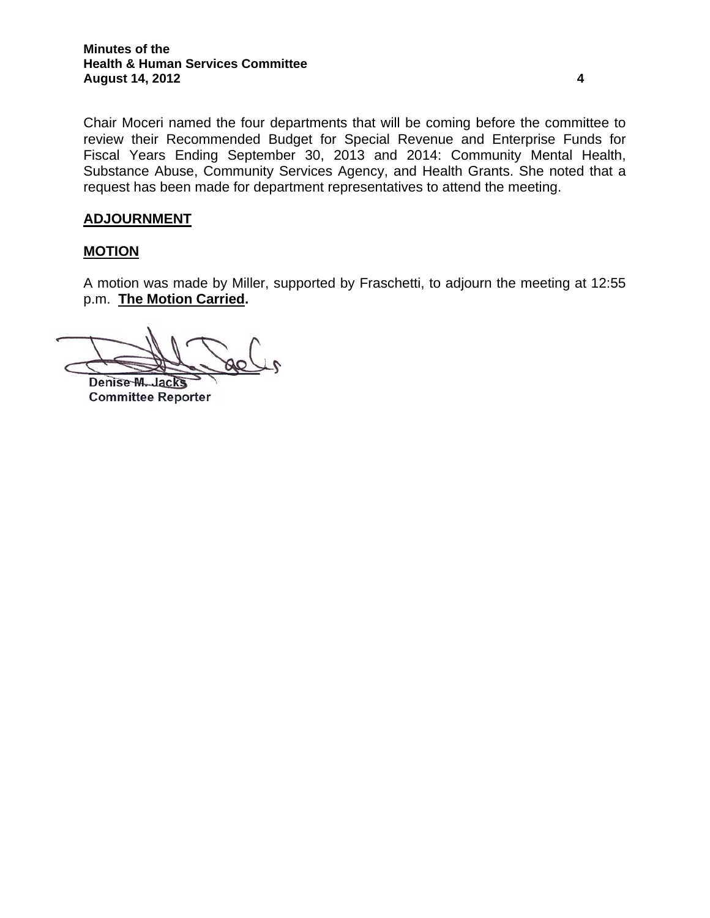Chair Moceri named the four departments that will be coming before the committee to review their Recommended Budget for Special Revenue and Enterprise Funds for Fiscal Years Ending September 30, 2013 and 2014: Community Mental Health, Substance Abuse, Community Services Agency, and Health Grants. She noted that a request has been made for department representatives to attend the meeting.

## **ADJOURNMENT**

## **MOTION**

A motion was made by Miller, supported by Fraschetti, to adjourn the meeting at 12:55 p.m. **The Motion Carried.**

Denise M. Jacks
Committee Reporter